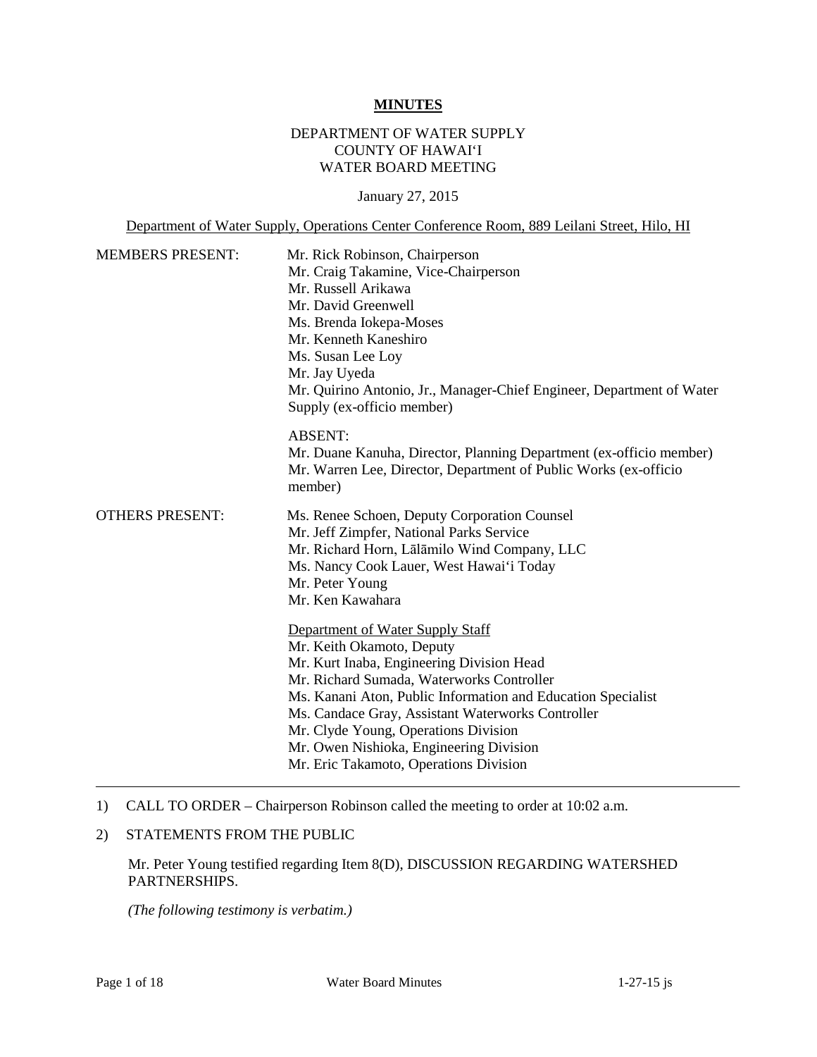**MINUTES**

DEPARTMENT OF WATER SUPPLY
COUNTY OF HAWAIʻI
WATER BOARD MEETING

January 27, 2015

Department of Water Supply, Operations Center Conference Room, 889 Leilani Street, Hilo, HI

MEMBERS PRESENT:
Mr. Rick Robinson, Chairperson
Mr. Craig Takamine, Vice-Chairperson
Mr. Russell Arikawa
Mr. David Greenwell
Ms. Brenda Iokepa-Moses
Mr. Kenneth Kaneshiro
Ms. Susan Lee Loy
Mr. Jay Uyeda
Mr. Quirino Antonio, Jr., Manager-Chief Engineer, Department of Water Supply (ex-officio member)

ABSENT:
Mr. Duane Kanuha, Director, Planning Department (ex-officio member)
Mr. Warren Lee, Director, Department of Public Works (ex-officio member)

OTHERS PRESENT:
Ms. Renee Schoen, Deputy Corporation Counsel
Mr. Jeff Zimpfer, National Parks Service
Mr. Richard Horn, Lālāmilo Wind Company, LLC
Ms. Nancy Cook Lauer, West Hawaiʻi Today
Mr. Peter Young
Mr. Ken Kawahara

Department of Water Supply Staff
Mr. Keith Okamoto, Deputy
Mr. Kurt Inaba, Engineering Division Head
Mr. Richard Sumada, Waterworks Controller
Ms. Kanani Aton, Public Information and Education Specialist
Ms. Candace Gray, Assistant Waterworks Controller
Mr. Clyde Young, Operations Division
Mr. Owen Nishioka, Engineering Division
Mr. Eric Takamoto, Operations Division

---

1) CALL TO ORDER – Chairperson Robinson called the meeting to order at 10:02 a.m.

2) STATEMENTS FROM THE PUBLIC

Mr. Peter Young testified regarding Item 8(D), DISCUSSION REGARDING WATERSHED PARTNERSHIPS.

*(The following testimony is verbatim.)*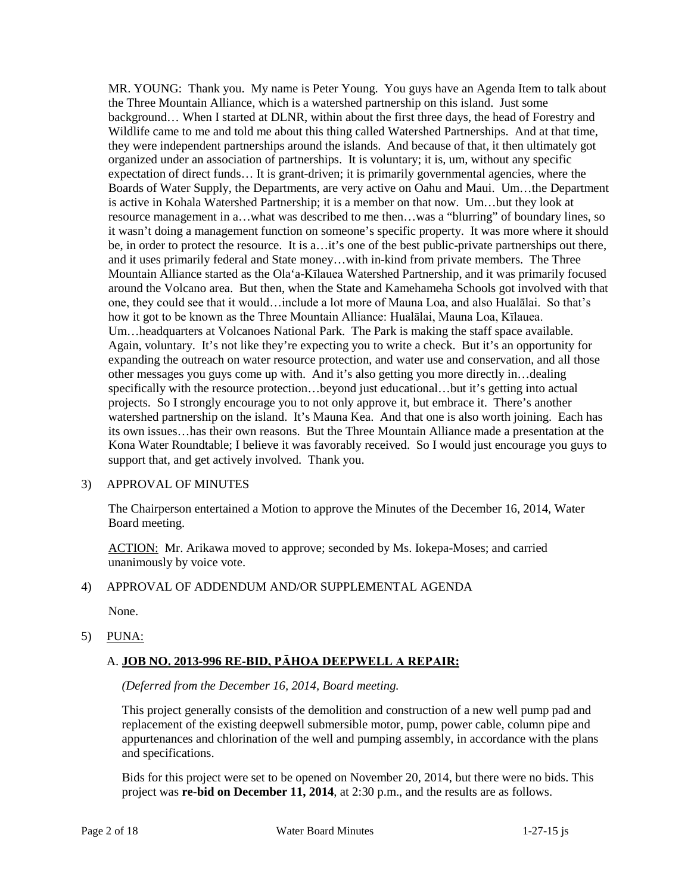MR. YOUNG: Thank you. My name is Peter Young. You guys have an Agenda Item to talk about the Three Mountain Alliance, which is a watershed partnership on this island. Just some background… When I started at DLNR, within about the first three days, the head of Forestry and Wildlife came to me and told me about this thing called Watershed Partnerships. And at that time, they were independent partnerships around the islands. And because of that, it then ultimately got organized under an association of partnerships. It is voluntary; it is, um, without any specific expectation of direct funds… It is grant-driven; it is primarily governmental agencies, where the Boards of Water Supply, the Departments, are very active on Oahu and Maui. Um…the Department is active in Kohala Watershed Partnership; it is a member on that now. Um…but they look at resource management in a…what was described to me then…was a "blurring" of boundary lines, so it wasn't doing a management function on someone's specific property. It was more where it should be, in order to protect the resource. It is a…it's one of the best public-private partnerships out there, and it uses primarily federal and State money…with in-kind from private members. The Three Mountain Alliance started as the Ola'a-Kīlauea Watershed Partnership, and it was primarily focused around the Volcano area. But then, when the State and Kamehameha Schools got involved with that one, they could see that it would…include a lot more of Mauna Loa, and also Hualālai. So that's how it got to be known as the Three Mountain Alliance: Hualālai, Mauna Loa, Kīlauea. Um…headquarters at Volcanoes National Park. The Park is making the staff space available. Again, voluntary. It's not like they're expecting you to write a check. But it's an opportunity for expanding the outreach on water resource protection, and water use and conservation, and all those other messages you guys come up with. And it's also getting you more directly in…dealing specifically with the resource protection…beyond just educational…but it's getting into actual projects. So I strongly encourage you to not only approve it, but embrace it. There's another watershed partnership on the island. It's Mauna Kea. And that one is also worth joining. Each has its own issues…has their own reasons. But the Three Mountain Alliance made a presentation at the Kona Water Roundtable; I believe it was favorably received. So I would just encourage you guys to support that, and get actively involved. Thank you.

3) APPROVAL OF MINUTES

The Chairperson entertained a Motion to approve the Minutes of the December 16, 2014, Water Board meeting.

ACTION: Mr. Arikawa moved to approve; seconded by Ms. Iokepa-Moses; and carried unanimously by voice vote.

4) APPROVAL OF ADDENDUM AND/OR SUPPLEMENTAL AGENDA

None.

5) PUNA:

A. **JOB NO. 2013-996 RE-BID, PĀHOA DEEPWELL A REPAIR:**

*(Deferred from the December 16, 2014, Board meeting.*

This project generally consists of the demolition and construction of a new well pump pad and replacement of the existing deepwell submersible motor, pump, power cable, column pipe and appurtenances and chlorination of the well and pumping assembly, in accordance with the plans and specifications.

Bids for this project were set to be opened on November 20, 2014, but there were no bids. This project was **re-bid on December 11, 2014**, at 2:30 p.m., and the results are as follows.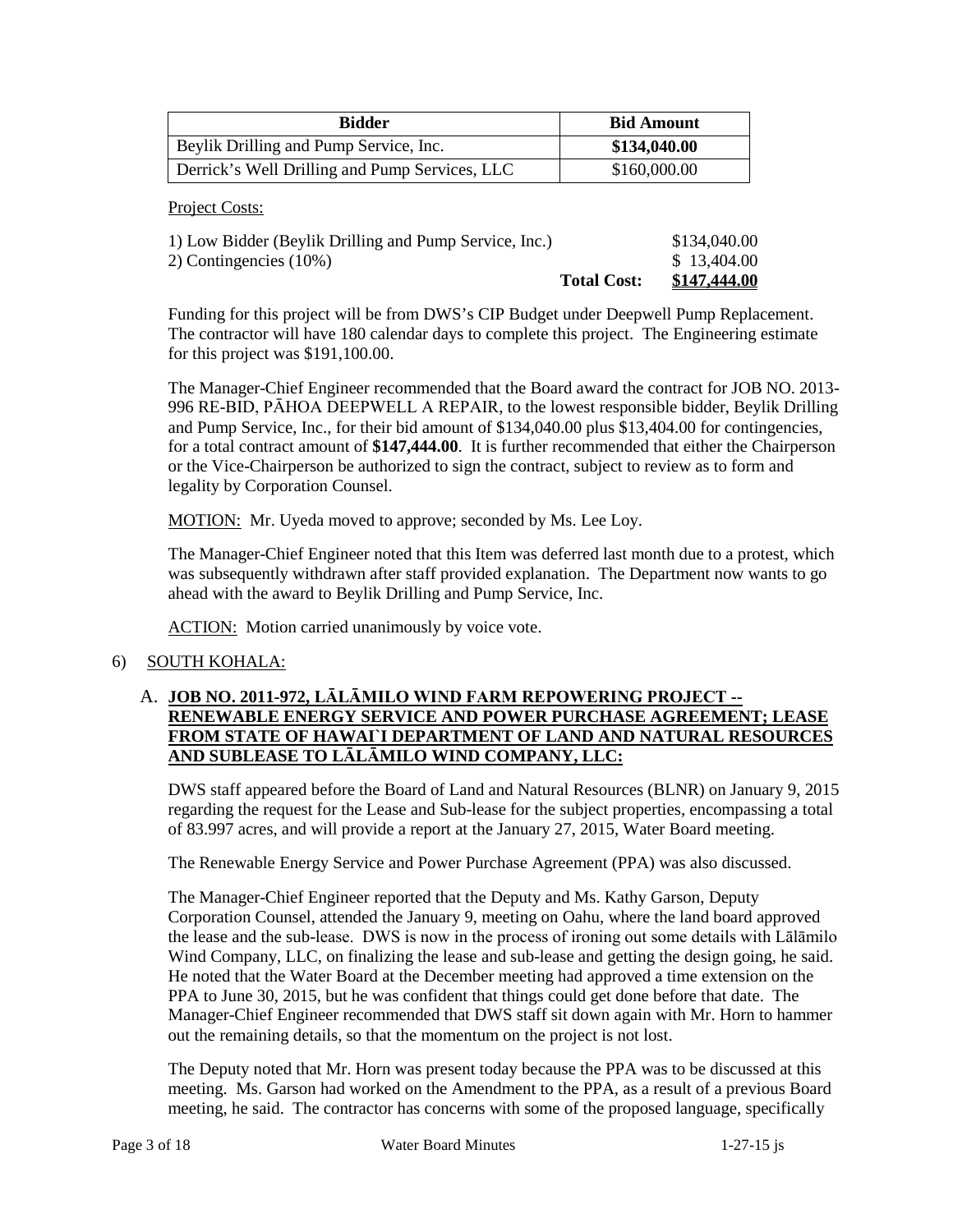| Bidder | Bid Amount |
|---|---|
| Beylik Drilling and Pump Service, Inc. | **$134,040.00** |
| Derrick's Well Drilling and Pump Services, LLC | $160,000.00 |

Project Costs:

| | | |
|---|---|---|
| 1) Low Bidder (Beylik Drilling and Pump Service, Inc.) | | $134,040.00 |
| 2) Contingencies (10%) | | $ 13,404.00 |
| | **Total Cost:** | **$147,444.00** |

Funding for this project will be from DWS's CIP Budget under Deepwell Pump Replacement. The contractor will have 180 calendar days to complete this project. The Engineering estimate for this project was $191,100.00.

The Manager-Chief Engineer recommended that the Board award the contract for JOB NO. 2013-996 RE-BID, PĀHOA DEEPWELL A REPAIR, to the lowest responsible bidder, Beylik Drilling and Pump Service, Inc., for their bid amount of $134,040.00 plus $13,404.00 for contingencies, for a total contract amount of **$147,444.00**. It is further recommended that either the Chairperson or the Vice-Chairperson be authorized to sign the contract, subject to review as to form and legality by Corporation Counsel.

MOTION: Mr. Uyeda moved to approve; seconded by Ms. Lee Loy.

The Manager-Chief Engineer noted that this Item was deferred last month due to a protest, which was subsequently withdrawn after staff provided explanation. The Department now wants to go ahead with the award to Beylik Drilling and Pump Service, Inc.

ACTION: Motion carried unanimously by voice vote.

6) SOUTH KOHALA:

A. **JOB NO. 2011-972, LĀLĀMILO WIND FARM REPOWERING PROJECT -- RENEWABLE ENERGY SERVICE AND POWER PURCHASE AGREEMENT; LEASE FROM STATE OF HAWAI`I DEPARTMENT OF LAND AND NATURAL RESOURCES AND SUBLEASE TO LĀLĀMILO WIND COMPANY, LLC:**

DWS staff appeared before the Board of Land and Natural Resources (BLNR) on January 9, 2015 regarding the request for the Lease and Sub-lease for the subject properties, encompassing a total of 83.997 acres, and will provide a report at the January 27, 2015, Water Board meeting.

The Renewable Energy Service and Power Purchase Agreement (PPA) was also discussed.

The Manager-Chief Engineer reported that the Deputy and Ms. Kathy Garson, Deputy Corporation Counsel, attended the January 9, meeting on Oahu, where the land board approved the lease and the sub-lease. DWS is now in the process of ironing out some details with Lālāmilo Wind Company, LLC, on finalizing the lease and sub-lease and getting the design going, he said. He noted that the Water Board at the December meeting had approved a time extension on the PPA to June 30, 2015, but he was confident that things could get done before that date. The Manager-Chief Engineer recommended that DWS staff sit down again with Mr. Horn to hammer out the remaining details, so that the momentum on the project is not lost.

The Deputy noted that Mr. Horn was present today because the PPA was to be discussed at this meeting. Ms. Garson had worked on the Amendment to the PPA, as a result of a previous Board meeting, he said. The contractor has concerns with some of the proposed language, specifically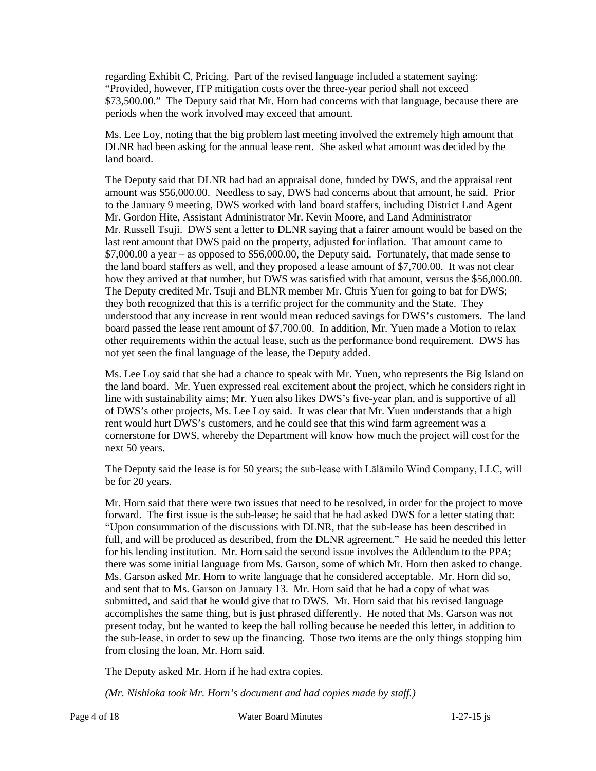regarding Exhibit C, Pricing. Part of the revised language included a statement saying: "Provided, however, ITP mitigation costs over the three-year period shall not exceed $73,500.00." The Deputy said that Mr. Horn had concerns with that language, because there are periods when the work involved may exceed that amount.

Ms. Lee Loy, noting that the big problem last meeting involved the extremely high amount that DLNR had been asking for the annual lease rent. She asked what amount was decided by the land board.

The Deputy said that DLNR had had an appraisal done, funded by DWS, and the appraisal rent amount was $56,000.00. Needless to say, DWS had concerns about that amount, he said. Prior to the January 9 meeting, DWS worked with land board staffers, including District Land Agent Mr. Gordon Hite, Assistant Administrator Mr. Kevin Moore, and Land Administrator Mr. Russell Tsuji. DWS sent a letter to DLNR saying that a fairer amount would be based on the last rent amount that DWS paid on the property, adjusted for inflation. That amount came to $7,000.00 a year – as opposed to $56,000.00, the Deputy said. Fortunately, that made sense to the land board staffers as well, and they proposed a lease amount of $7,700.00. It was not clear how they arrived at that number, but DWS was satisfied with that amount, versus the $56,000.00. The Deputy credited Mr. Tsuji and BLNR member Mr. Chris Yuen for going to bat for DWS; they both recognized that this is a terrific project for the community and the State. They understood that any increase in rent would mean reduced savings for DWS's customers. The land board passed the lease rent amount of $7,700.00. In addition, Mr. Yuen made a Motion to relax other requirements within the actual lease, such as the performance bond requirement. DWS has not yet seen the final language of the lease, the Deputy added.

Ms. Lee Loy said that she had a chance to speak with Mr. Yuen, who represents the Big Island on the land board. Mr. Yuen expressed real excitement about the project, which he considers right in line with sustainability aims; Mr. Yuen also likes DWS's five-year plan, and is supportive of all of DWS's other projects, Ms. Lee Loy said. It was clear that Mr. Yuen understands that a high rent would hurt DWS's customers, and he could see that this wind farm agreement was a cornerstone for DWS, whereby the Department will know how much the project will cost for the next 50 years.

The Deputy said the lease is for 50 years; the sub-lease with Lālāmilo Wind Company, LLC, will be for 20 years.

Mr. Horn said that there were two issues that need to be resolved, in order for the project to move forward. The first issue is the sub-lease; he said that he had asked DWS for a letter stating that: "Upon consummation of the discussions with DLNR, that the sub-lease has been described in full, and will be produced as described, from the DLNR agreement." He said he needed this letter for his lending institution. Mr. Horn said the second issue involves the Addendum to the PPA; there was some initial language from Ms. Garson, some of which Mr. Horn then asked to change. Ms. Garson asked Mr. Horn to write language that he considered acceptable. Mr. Horn did so, and sent that to Ms. Garson on January 13. Mr. Horn said that he had a copy of what was submitted, and said that he would give that to DWS. Mr. Horn said that his revised language accomplishes the same thing, but is just phrased differently. He noted that Ms. Garson was not present today, but he wanted to keep the ball rolling because he needed this letter, in addition to the sub-lease, in order to sew up the financing. Those two items are the only things stopping him from closing the loan, Mr. Horn said.

The Deputy asked Mr. Horn if he had extra copies.

*(Mr. Nishioka took Mr. Horn's document and had copies made by staff.)*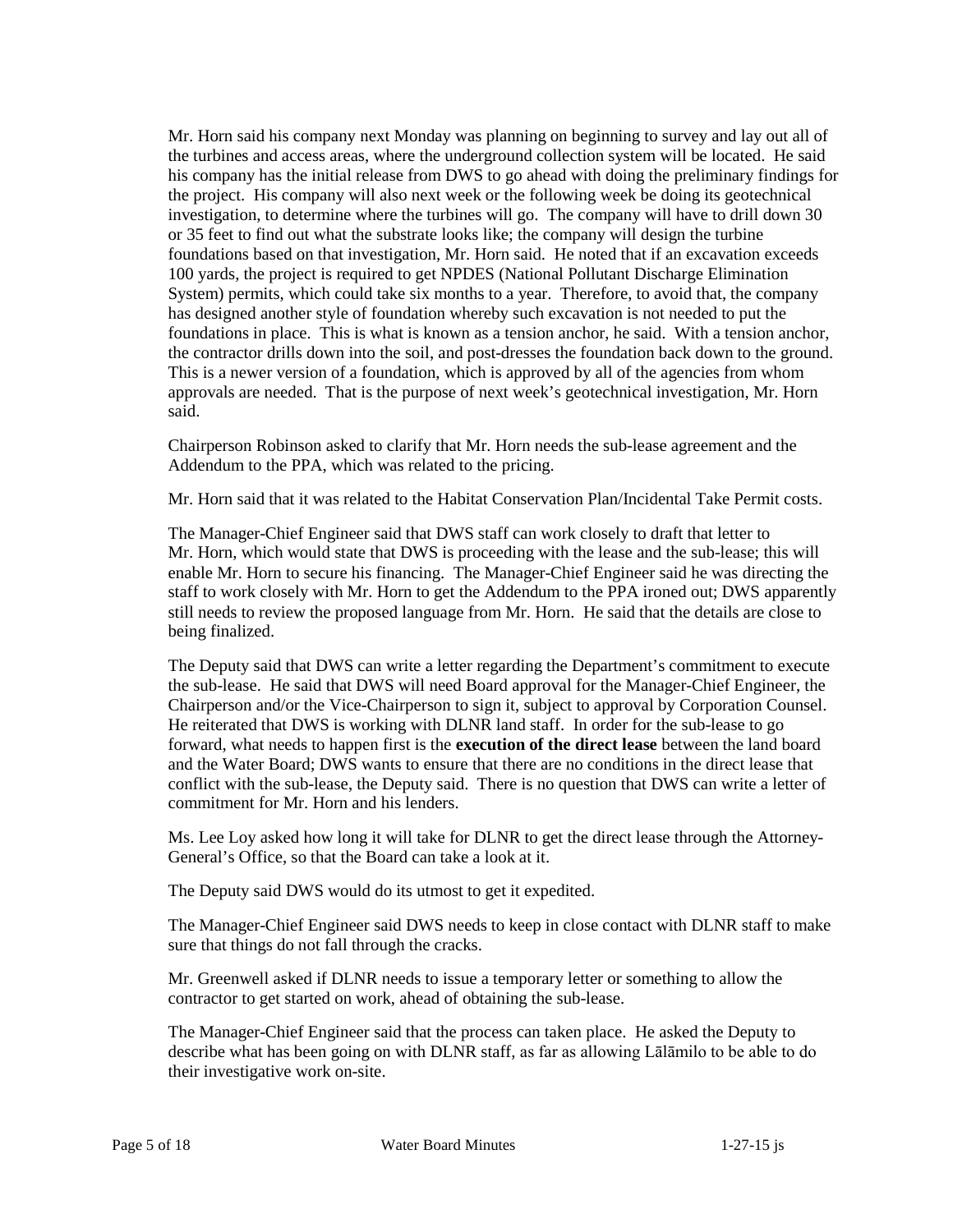Mr. Horn said his company next Monday was planning on beginning to survey and lay out all of the turbines and access areas, where the underground collection system will be located. He said his company has the initial release from DWS to go ahead with doing the preliminary findings for the project. His company will also next week or the following week be doing its geotechnical investigation, to determine where the turbines will go. The company will have to drill down 30 or 35 feet to find out what the substrate looks like; the company will design the turbine foundations based on that investigation, Mr. Horn said. He noted that if an excavation exceeds 100 yards, the project is required to get NPDES (National Pollutant Discharge Elimination System) permits, which could take six months to a year. Therefore, to avoid that, the company has designed another style of foundation whereby such excavation is not needed to put the foundations in place. This is what is known as a tension anchor, he said. With a tension anchor, the contractor drills down into the soil, and post-dresses the foundation back down to the ground. This is a newer version of a foundation, which is approved by all of the agencies from whom approvals are needed. That is the purpose of next week's geotechnical investigation, Mr. Horn said.

Chairperson Robinson asked to clarify that Mr. Horn needs the sub-lease agreement and the Addendum to the PPA, which was related to the pricing.

Mr. Horn said that it was related to the Habitat Conservation Plan/Incidental Take Permit costs.

The Manager-Chief Engineer said that DWS staff can work closely to draft that letter to Mr. Horn, which would state that DWS is proceeding with the lease and the sub-lease; this will enable Mr. Horn to secure his financing. The Manager-Chief Engineer said he was directing the staff to work closely with Mr. Horn to get the Addendum to the PPA ironed out; DWS apparently still needs to review the proposed language from Mr. Horn. He said that the details are close to being finalized.

The Deputy said that DWS can write a letter regarding the Department's commitment to execute the sub-lease. He said that DWS will need Board approval for the Manager-Chief Engineer, the Chairperson and/or the Vice-Chairperson to sign it, subject to approval by Corporation Counsel. He reiterated that DWS is working with DLNR land staff. In order for the sub-lease to go forward, what needs to happen first is the **execution of the direct lease** between the land board and the Water Board; DWS wants to ensure that there are no conditions in the direct lease that conflict with the sub-lease, the Deputy said. There is no question that DWS can write a letter of commitment for Mr. Horn and his lenders.

Ms. Lee Loy asked how long it will take for DLNR to get the direct lease through the Attorney-General's Office, so that the Board can take a look at it.

The Deputy said DWS would do its utmost to get it expedited.

The Manager-Chief Engineer said DWS needs to keep in close contact with DLNR staff to make sure that things do not fall through the cracks.

Mr. Greenwell asked if DLNR needs to issue a temporary letter or something to allow the contractor to get started on work, ahead of obtaining the sub-lease.

The Manager-Chief Engineer said that the process can taken place. He asked the Deputy to describe what has been going on with DLNR staff, as far as allowing Lālāmilo to be able to do their investigative work on-site.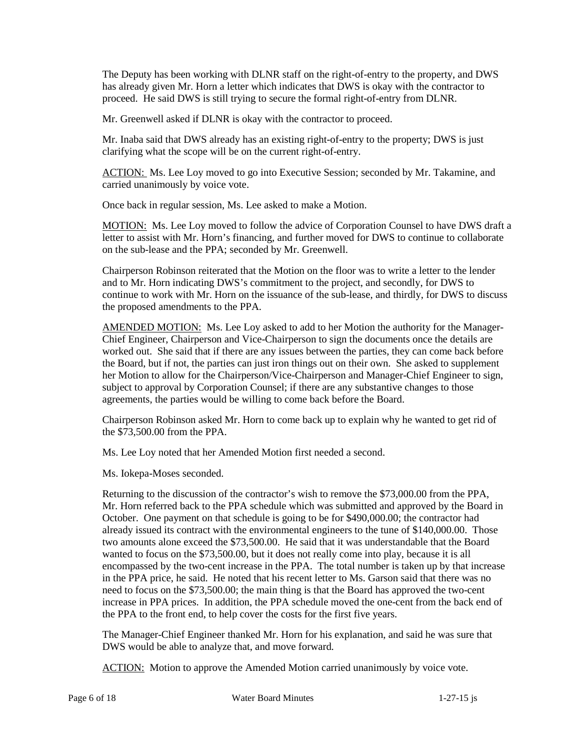The Deputy has been working with DLNR staff on the right-of-entry to the property, and DWS has already given Mr. Horn a letter which indicates that DWS is okay with the contractor to proceed. He said DWS is still trying to secure the formal right-of-entry from DLNR.

Mr. Greenwell asked if DLNR is okay with the contractor to proceed.

Mr. Inaba said that DWS already has an existing right-of-entry to the property; DWS is just clarifying what the scope will be on the current right-of-entry.

ACTION: Ms. Lee Loy moved to go into Executive Session; seconded by Mr. Takamine, and carried unanimously by voice vote.

Once back in regular session, Ms. Lee asked to make a Motion.

MOTION: Ms. Lee Loy moved to follow the advice of Corporation Counsel to have DWS draft a letter to assist with Mr. Horn's financing, and further moved for DWS to continue to collaborate on the sub-lease and the PPA; seconded by Mr. Greenwell.

Chairperson Robinson reiterated that the Motion on the floor was to write a letter to the lender and to Mr. Horn indicating DWS's commitment to the project, and secondly, for DWS to continue to work with Mr. Horn on the issuance of the sub-lease, and thirdly, for DWS to discuss the proposed amendments to the PPA.

AMENDED MOTION: Ms. Lee Loy asked to add to her Motion the authority for the Manager-Chief Engineer, Chairperson and Vice-Chairperson to sign the documents once the details are worked out. She said that if there are any issues between the parties, they can come back before the Board, but if not, the parties can just iron things out on their own. She asked to supplement her Motion to allow for the Chairperson/Vice-Chairperson and Manager-Chief Engineer to sign, subject to approval by Corporation Counsel; if there are any substantive changes to those agreements, the parties would be willing to come back before the Board.

Chairperson Robinson asked Mr. Horn to come back up to explain why he wanted to get rid of the $73,500.00 from the PPA.

Ms. Lee Loy noted that her Amended Motion first needed a second.

Ms. Iokepa-Moses seconded.

Returning to the discussion of the contractor's wish to remove the $73,000.00 from the PPA, Mr. Horn referred back to the PPA schedule which was submitted and approved by the Board in October. One payment on that schedule is going to be for $490,000.00; the contractor had already issued its contract with the environmental engineers to the tune of $140,000.00. Those two amounts alone exceed the $73,500.00. He said that it was understandable that the Board wanted to focus on the $73,500.00, but it does not really come into play, because it is all encompassed by the two-cent increase in the PPA. The total number is taken up by that increase in the PPA price, he said. He noted that his recent letter to Ms. Garson said that there was no need to focus on the $73,500.00; the main thing is that the Board has approved the two-cent increase in PPA prices. In addition, the PPA schedule moved the one-cent from the back end of the PPA to the front end, to help cover the costs for the first five years.

The Manager-Chief Engineer thanked Mr. Horn for his explanation, and said he was sure that DWS would be able to analyze that, and move forward.

ACTION: Motion to approve the Amended Motion carried unanimously by voice vote.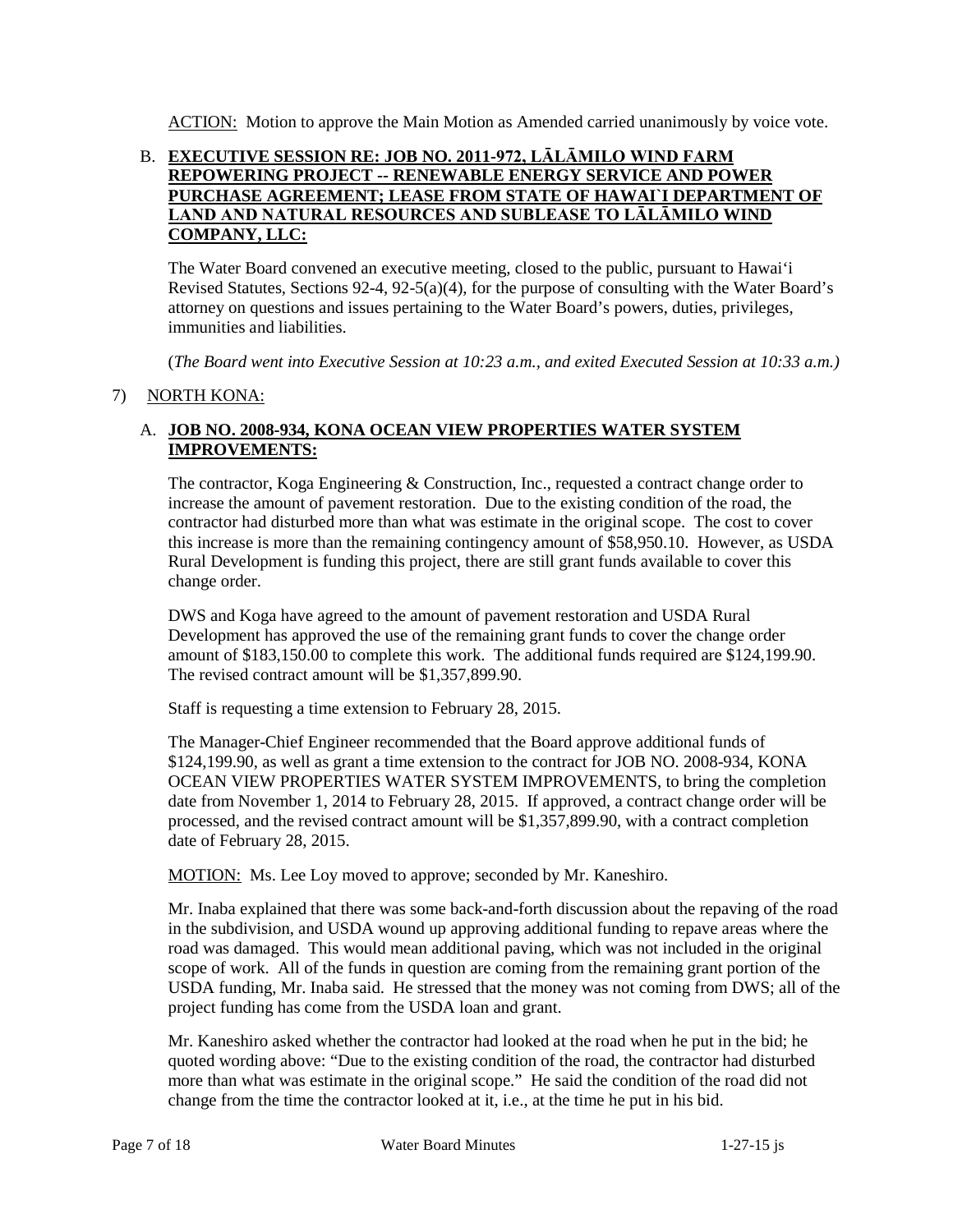ACTION: Motion to approve the Main Motion as Amended carried unanimously by voice vote.

B. **EXECUTIVE SESSION RE: JOB NO. 2011-972, LĀLĀMILO WIND FARM REPOWERING PROJECT -- RENEWABLE ENERGY SERVICE AND POWER PURCHASE AGREEMENT; LEASE FROM STATE OF HAWAI`I DEPARTMENT OF LAND AND NATURAL RESOURCES AND SUBLEASE TO LĀLĀMILO WIND COMPANY, LLC:**

The Water Board convened an executive meeting, closed to the public, pursuant to Hawai'i Revised Statutes, Sections 92-4, 92-5(a)(4), for the purpose of consulting with the Water Board's attorney on questions and issues pertaining to the Water Board's powers, duties, privileges, immunities and liabilities.

(*The Board went into Executive Session at 10:23 a.m., and exited Executed Session at 10:33 a.m.)*

7) NORTH KONA:

A. **JOB NO. 2008-934, KONA OCEAN VIEW PROPERTIES WATER SYSTEM IMPROVEMENTS:**

The contractor, Koga Engineering & Construction, Inc., requested a contract change order to increase the amount of pavement restoration. Due to the existing condition of the road, the contractor had disturbed more than what was estimate in the original scope. The cost to cover this increase is more than the remaining contingency amount of $58,950.10. However, as USDA Rural Development is funding this project, there are still grant funds available to cover this change order.

DWS and Koga have agreed to the amount of pavement restoration and USDA Rural Development has approved the use of the remaining grant funds to cover the change order amount of $183,150.00 to complete this work. The additional funds required are $124,199.90. The revised contract amount will be $1,357,899.90.

Staff is requesting a time extension to February 28, 2015.

The Manager-Chief Engineer recommended that the Board approve additional funds of $124,199.90, as well as grant a time extension to the contract for JOB NO. 2008-934, KONA OCEAN VIEW PROPERTIES WATER SYSTEM IMPROVEMENTS, to bring the completion date from November 1, 2014 to February 28, 2015. If approved, a contract change order will be processed, and the revised contract amount will be $1,357,899.90, with a contract completion date of February 28, 2015.

MOTION: Ms. Lee Loy moved to approve; seconded by Mr. Kaneshiro.

Mr. Inaba explained that there was some back-and-forth discussion about the repaving of the road in the subdivision, and USDA wound up approving additional funding to repave areas where the road was damaged. This would mean additional paving, which was not included in the original scope of work. All of the funds in question are coming from the remaining grant portion of the USDA funding, Mr. Inaba said. He stressed that the money was not coming from DWS; all of the project funding has come from the USDA loan and grant.

Mr. Kaneshiro asked whether the contractor had looked at the road when he put in the bid; he quoted wording above: "Due to the existing condition of the road, the contractor had disturbed more than what was estimate in the original scope." He said the condition of the road did not change from the time the contractor looked at it, i.e., at the time he put in his bid.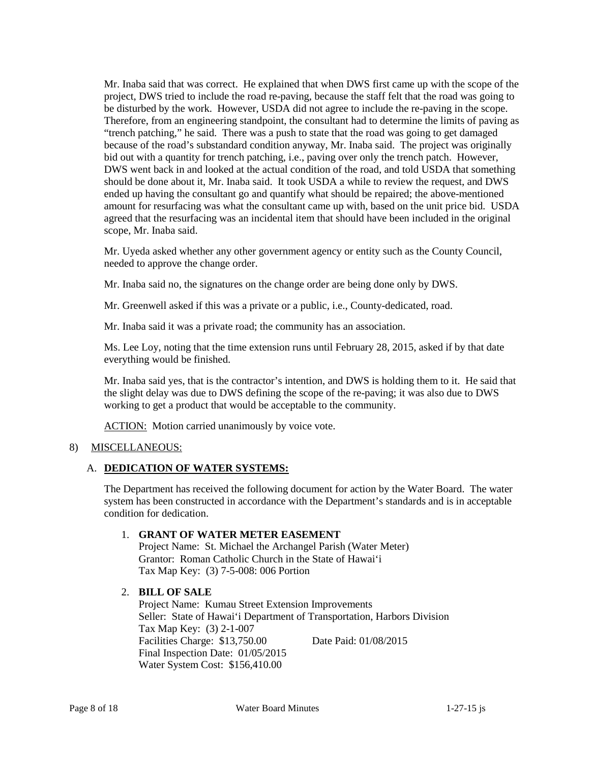Mr. Inaba said that was correct. He explained that when DWS first came up with the scope of the project, DWS tried to include the road re-paving, because the staff felt that the road was going to be disturbed by the work. However, USDA did not agree to include the re-paving in the scope. Therefore, from an engineering standpoint, the consultant had to determine the limits of paving as "trench patching," he said. There was a push to state that the road was going to get damaged because of the road's substandard condition anyway, Mr. Inaba said. The project was originally bid out with a quantity for trench patching, i.e., paving over only the trench patch. However, DWS went back in and looked at the actual condition of the road, and told USDA that something should be done about it, Mr. Inaba said. It took USDA a while to review the request, and DWS ended up having the consultant go and quantify what should be repaired; the above-mentioned amount for resurfacing was what the consultant came up with, based on the unit price bid. USDA agreed that the resurfacing was an incidental item that should have been included in the original scope, Mr. Inaba said.

Mr. Uyeda asked whether any other government agency or entity such as the County Council, needed to approve the change order.

Mr. Inaba said no, the signatures on the change order are being done only by DWS.

Mr. Greenwell asked if this was a private or a public, i.e., County-dedicated, road.

Mr. Inaba said it was a private road; the community has an association.

Ms. Lee Loy, noting that the time extension runs until February 28, 2015, asked if by that date everything would be finished.

Mr. Inaba said yes, that is the contractor's intention, and DWS is holding them to it. He said that the slight delay was due to DWS defining the scope of the re-paving; it was also due to DWS working to get a product that would be acceptable to the community.

ACTION: Motion carried unanimously by voice vote.

8) MISCELLANEOUS:

A. **DEDICATION OF WATER SYSTEMS:**

The Department has received the following document for action by the Water Board. The water system has been constructed in accordance with the Department's standards and is in acceptable condition for dedication.

1. **GRANT OF WATER METER EASEMENT**
   Project Name: St. Michael the Archangel Parish (Water Meter)
   Grantor: Roman Catholic Church in the State of Hawai'i
   Tax Map Key: (3) 7-5-008: 006 Portion

2. **BILL OF SALE**
   Project Name: Kumau Street Extension Improvements
   Seller: State of Hawai'i Department of Transportation, Harbors Division
   Tax Map Key: (3) 2-1-007
   Facilities Charge: $13,750.00 Date Paid: 01/08/2015
   Final Inspection Date: 01/05/2015
   Water System Cost: $156,410.00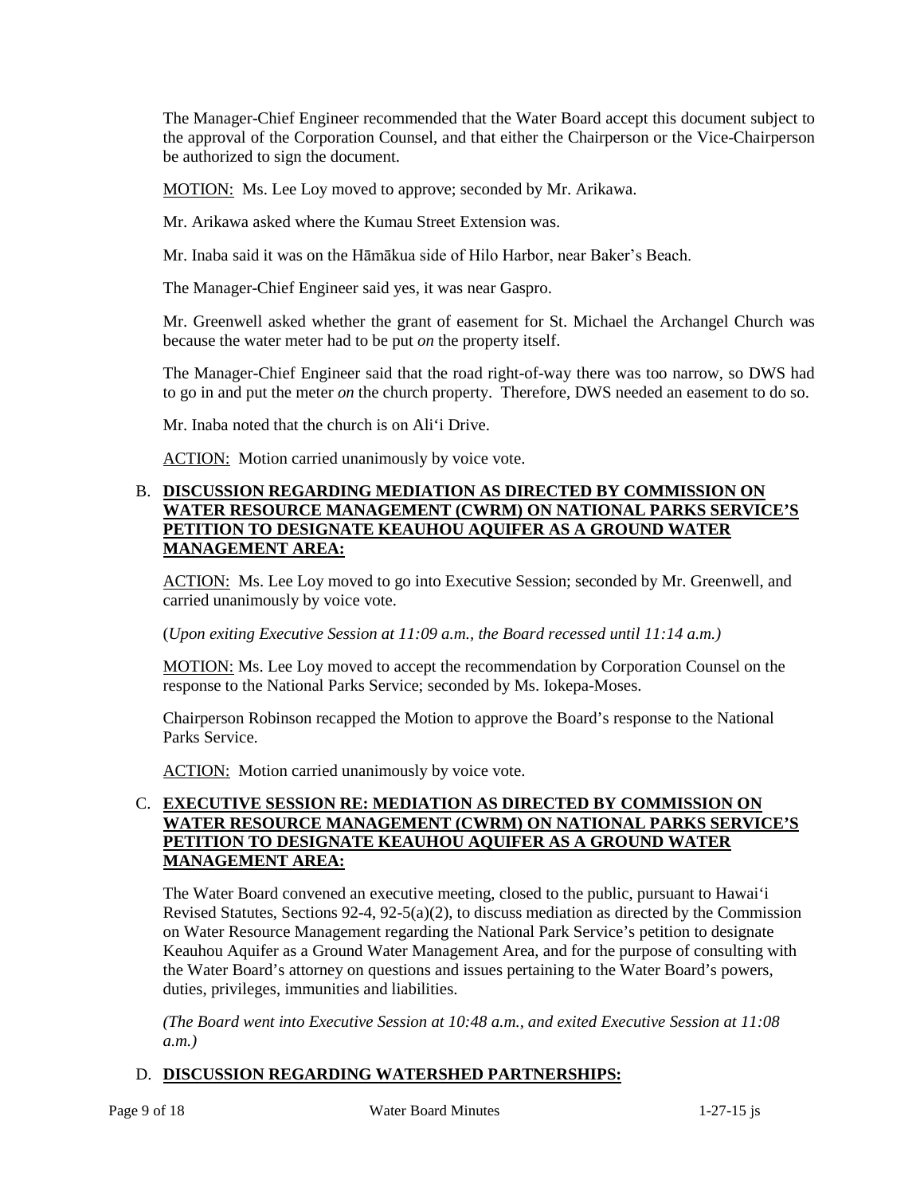The Manager-Chief Engineer recommended that the Water Board accept this document subject to the approval of the Corporation Counsel, and that either the Chairperson or the Vice-Chairperson be authorized to sign the document.

<u>MOTION:</u> Ms. Lee Loy moved to approve; seconded by Mr. Arikawa.

Mr. Arikawa asked where the Kumau Street Extension was.

Mr. Inaba said it was on the Hāmākua side of Hilo Harbor, near Baker's Beach.

The Manager-Chief Engineer said yes, it was near Gaspro.

Mr. Greenwell asked whether the grant of easement for St. Michael the Archangel Church was because the water meter had to be put *on* the property itself.

The Manager-Chief Engineer said that the road right-of-way there was too narrow, so DWS had to go in and put the meter *on* the church property. Therefore, DWS needed an easement to do so.

Mr. Inaba noted that the church is on Ali'i Drive.

<u>ACTION:</u> Motion carried unanimously by voice vote.

B. **<u>DISCUSSION REGARDING MEDIATION AS DIRECTED BY COMMISSION ON WATER RESOURCE MANAGEMENT (CWRM) ON NATIONAL PARKS SERVICE'S PETITION TO DESIGNATE KEAUHOU AQUIFER AS A GROUND WATER MANAGEMENT AREA:</u>**

<u>ACTION:</u> Ms. Lee Loy moved to go into Executive Session; seconded by Mr. Greenwell, and carried unanimously by voice vote.

(*Upon exiting Executive Session at 11:09 a.m., the Board recessed until 11:14 a.m.)*

<u>MOTION:</u> Ms. Lee Loy moved to accept the recommendation by Corporation Counsel on the response to the National Parks Service; seconded by Ms. Iokepa-Moses.

Chairperson Robinson recapped the Motion to approve the Board's response to the National Parks Service.

<u>ACTION:</u> Motion carried unanimously by voice vote.

C. **<u>EXECUTIVE SESSION RE: MEDIATION AS DIRECTED BY COMMISSION ON WATER RESOURCE MANAGEMENT (CWRM) ON NATIONAL PARKS SERVICE'S PETITION TO DESIGNATE KEAUHOU AQUIFER AS A GROUND WATER MANAGEMENT AREA:</u>**

The Water Board convened an executive meeting, closed to the public, pursuant to Hawai'i Revised Statutes, Sections 92-4, 92-5(a)(2), to discuss mediation as directed by the Commission on Water Resource Management regarding the National Park Service's petition to designate Keauhou Aquifer as a Ground Water Management Area, and for the purpose of consulting with the Water Board's attorney on questions and issues pertaining to the Water Board's powers, duties, privileges, immunities and liabilities.

*(The Board went into Executive Session at 10:48 a.m., and exited Executive Session at 11:08 a.m.)*

D. **<u>DISCUSSION REGARDING WATERSHED PARTNERSHIPS:</u>**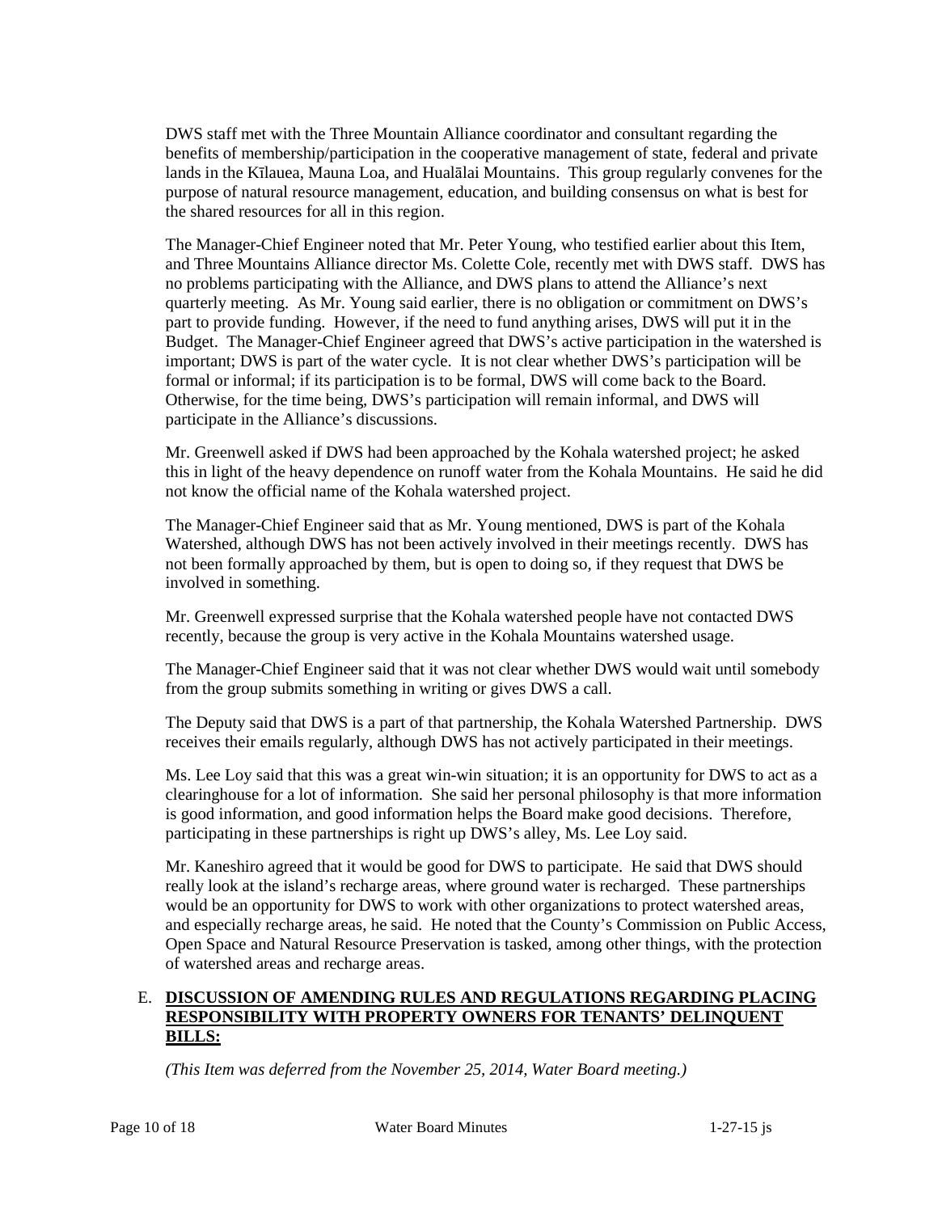DWS staff met with the Three Mountain Alliance coordinator and consultant regarding the benefits of membership/participation in the cooperative management of state, federal and private lands in the Kīlauea, Mauna Loa, and Hualālai Mountains. This group regularly convenes for the purpose of natural resource management, education, and building consensus on what is best for the shared resources for all in this region.

The Manager-Chief Engineer noted that Mr. Peter Young, who testified earlier about this Item, and Three Mountains Alliance director Ms. Colette Cole, recently met with DWS staff. DWS has no problems participating with the Alliance, and DWS plans to attend the Alliance's next quarterly meeting. As Mr. Young said earlier, there is no obligation or commitment on DWS's part to provide funding. However, if the need to fund anything arises, DWS will put it in the Budget. The Manager-Chief Engineer agreed that DWS's active participation in the watershed is important; DWS is part of the water cycle. It is not clear whether DWS's participation will be formal or informal; if its participation is to be formal, DWS will come back to the Board. Otherwise, for the time being, DWS's participation will remain informal, and DWS will participate in the Alliance's discussions.

Mr. Greenwell asked if DWS had been approached by the Kohala watershed project; he asked this in light of the heavy dependence on runoff water from the Kohala Mountains. He said he did not know the official name of the Kohala watershed project.

The Manager-Chief Engineer said that as Mr. Young mentioned, DWS is part of the Kohala Watershed, although DWS has not been actively involved in their meetings recently. DWS has not been formally approached by them, but is open to doing so, if they request that DWS be involved in something.

Mr. Greenwell expressed surprise that the Kohala watershed people have not contacted DWS recently, because the group is very active in the Kohala Mountains watershed usage.

The Manager-Chief Engineer said that it was not clear whether DWS would wait until somebody from the group submits something in writing or gives DWS a call.

The Deputy said that DWS is a part of that partnership, the Kohala Watershed Partnership. DWS receives their emails regularly, although DWS has not actively participated in their meetings.

Ms. Lee Loy said that this was a great win-win situation; it is an opportunity for DWS to act as a clearinghouse for a lot of information. She said her personal philosophy is that more information is good information, and good information helps the Board make good decisions. Therefore, participating in these partnerships is right up DWS's alley, Ms. Lee Loy said.

Mr. Kaneshiro agreed that it would be good for DWS to participate. He said that DWS should really look at the island's recharge areas, where ground water is recharged. These partnerships would be an opportunity for DWS to work with other organizations to protect watershed areas, and especially recharge areas, he said. He noted that the County's Commission on Public Access, Open Space and Natural Resource Preservation is tasked, among other things, with the protection of watershed areas and recharge areas.

E. **DISCUSSION OF AMENDING RULES AND REGULATIONS REGARDING PLACING RESPONSIBILITY WITH PROPERTY OWNERS FOR TENANTS' DELINQUENT BILLS:**

*(This Item was deferred from the November 25, 2014, Water Board meeting.)*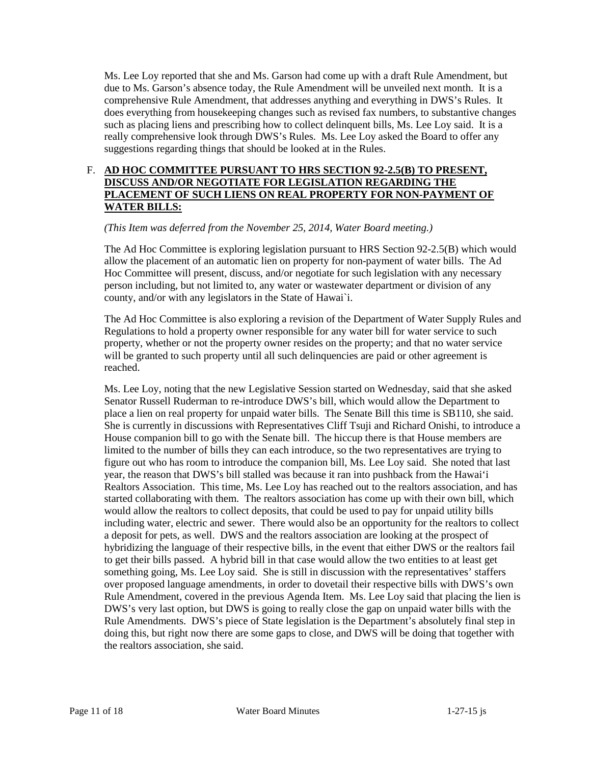Ms. Lee Loy reported that she and Ms. Garson had come up with a draft Rule Amendment, but due to Ms. Garson's absence today, the Rule Amendment will be unveiled next month. It is a comprehensive Rule Amendment, that addresses anything and everything in DWS's Rules. It does everything from housekeeping changes such as revised fax numbers, to substantive changes such as placing liens and prescribing how to collect delinquent bills, Ms. Lee Loy said. It is a really comprehensive look through DWS's Rules. Ms. Lee Loy asked the Board to offer any suggestions regarding things that should be looked at in the Rules.

F. **AD HOC COMMITTEE PURSUANT TO HRS SECTION 92-2.5(B) TO PRESENT, DISCUSS AND/OR NEGOTIATE FOR LEGISLATION REGARDING THE PLACEMENT OF SUCH LIENS ON REAL PROPERTY FOR NON-PAYMENT OF WATER BILLS:**

*(This Item was deferred from the November 25, 2014, Water Board meeting.)*

The Ad Hoc Committee is exploring legislation pursuant to HRS Section 92-2.5(B) which would allow the placement of an automatic lien on property for non-payment of water bills. The Ad Hoc Committee will present, discuss, and/or negotiate for such legislation with any necessary person including, but not limited to, any water or wastewater department or division of any county, and/or with any legislators in the State of Hawai`i.

The Ad Hoc Committee is also exploring a revision of the Department of Water Supply Rules and Regulations to hold a property owner responsible for any water bill for water service to such property, whether or not the property owner resides on the property; and that no water service will be granted to such property until all such delinquencies are paid or other agreement is reached.

Ms. Lee Loy, noting that the new Legislative Session started on Wednesday, said that she asked Senator Russell Ruderman to re-introduce DWS's bill, which would allow the Department to place a lien on real property for unpaid water bills. The Senate Bill this time is SB110, she said. She is currently in discussions with Representatives Cliff Tsuji and Richard Onishi, to introduce a House companion bill to go with the Senate bill. The hiccup there is that House members are limited to the number of bills they can each introduce, so the two representatives are trying to figure out who has room to introduce the companion bill, Ms. Lee Loy said. She noted that last year, the reason that DWS's bill stalled was because it ran into pushback from the Hawai'i Realtors Association. This time, Ms. Lee Loy has reached out to the realtors association, and has started collaborating with them. The realtors association has come up with their own bill, which would allow the realtors to collect deposits, that could be used to pay for unpaid utility bills including water, electric and sewer. There would also be an opportunity for the realtors to collect a deposit for pets, as well. DWS and the realtors association are looking at the prospect of hybridizing the language of their respective bills, in the event that either DWS or the realtors fail to get their bills passed. A hybrid bill in that case would allow the two entities to at least get something going, Ms. Lee Loy said. She is still in discussion with the representatives' staffers over proposed language amendments, in order to dovetail their respective bills with DWS's own Rule Amendment, covered in the previous Agenda Item. Ms. Lee Loy said that placing the lien is DWS's very last option, but DWS is going to really close the gap on unpaid water bills with the Rule Amendments. DWS's piece of State legislation is the Department's absolutely final step in doing this, but right now there are some gaps to close, and DWS will be doing that together with the realtors association, she said.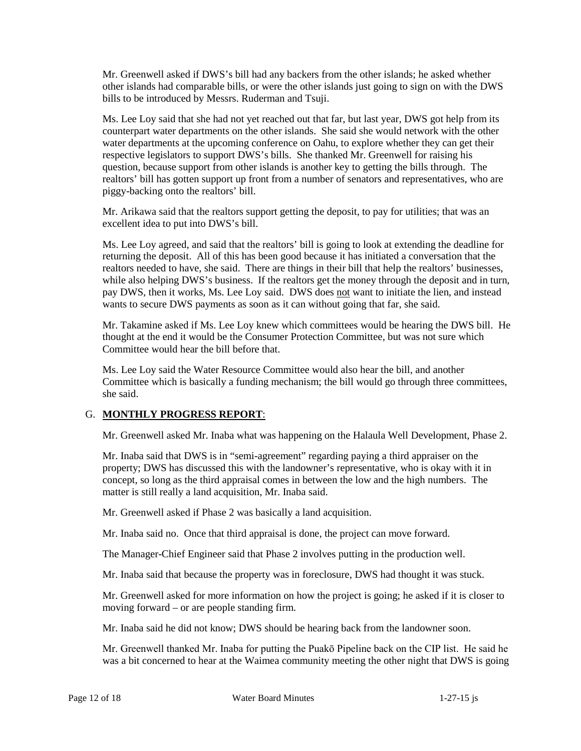Mr. Greenwell asked if DWS's bill had any backers from the other islands; he asked whether other islands had comparable bills, or were the other islands just going to sign on with the DWS bills to be introduced by Messrs. Ruderman and Tsuji.

Ms. Lee Loy said that she had not yet reached out that far, but last year, DWS got help from its counterpart water departments on the other islands. She said she would network with the other water departments at the upcoming conference on Oahu, to explore whether they can get their respective legislators to support DWS's bills. She thanked Mr. Greenwell for raising his question, because support from other islands is another key to getting the bills through. The realtors' bill has gotten support up front from a number of senators and representatives, who are piggy-backing onto the realtors' bill.

Mr. Arikawa said that the realtors support getting the deposit, to pay for utilities; that was an excellent idea to put into DWS's bill.

Ms. Lee Loy agreed, and said that the realtors' bill is going to look at extending the deadline for returning the deposit. All of this has been good because it has initiated a conversation that the realtors needed to have, she said. There are things in their bill that help the realtors' businesses, while also helping DWS's business. If the realtors get the money through the deposit and in turn, pay DWS, then it works, Ms. Lee Loy said. DWS does <u>not</u> want to initiate the lien, and instead wants to secure DWS payments as soon as it can without going that far, she said.

Mr. Takamine asked if Ms. Lee Loy knew which committees would be hearing the DWS bill. He thought at the end it would be the Consumer Protection Committee, but was not sure which Committee would hear the bill before that.

Ms. Lee Loy said the Water Resource Committee would also hear the bill, and another Committee which is basically a funding mechanism; the bill would go through three committees, she said.

G. **<u>MONTHLY PROGRESS REPORT</u>**:

Mr. Greenwell asked Mr. Inaba what was happening on the Halaula Well Development, Phase 2.

Mr. Inaba said that DWS is in "semi-agreement" regarding paying a third appraiser on the property; DWS has discussed this with the landowner's representative, who is okay with it in concept, so long as the third appraisal comes in between the low and the high numbers. The matter is still really a land acquisition, Mr. Inaba said.

Mr. Greenwell asked if Phase 2 was basically a land acquisition.

Mr. Inaba said no. Once that third appraisal is done, the project can move forward.

The Manager-Chief Engineer said that Phase 2 involves putting in the production well.

Mr. Inaba said that because the property was in foreclosure, DWS had thought it was stuck.

Mr. Greenwell asked for more information on how the project is going; he asked if it is closer to moving forward – or are people standing firm.

Mr. Inaba said he did not know; DWS should be hearing back from the landowner soon.

Mr. Greenwell thanked Mr. Inaba for putting the Puakō Pipeline back on the CIP list. He said he was a bit concerned to hear at the Waimea community meeting the other night that DWS is going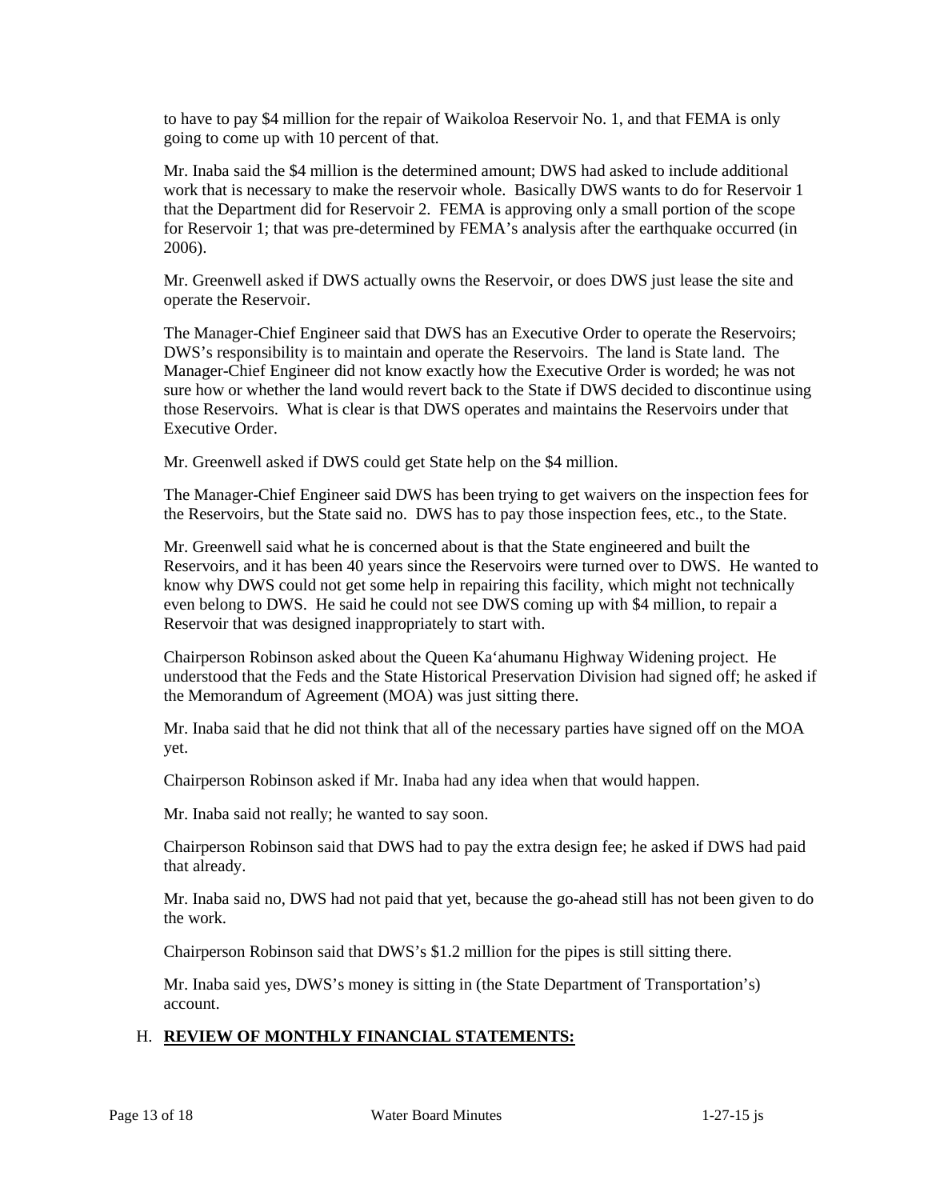to have to pay $4 million for the repair of Waikoloa Reservoir No. 1, and that FEMA is only going to come up with 10 percent of that.

Mr. Inaba said the $4 million is the determined amount; DWS had asked to include additional work that is necessary to make the reservoir whole. Basically DWS wants to do for Reservoir 1 that the Department did for Reservoir 2. FEMA is approving only a small portion of the scope for Reservoir 1; that was pre-determined by FEMA's analysis after the earthquake occurred (in 2006).

Mr. Greenwell asked if DWS actually owns the Reservoir, or does DWS just lease the site and operate the Reservoir.

The Manager-Chief Engineer said that DWS has an Executive Order to operate the Reservoirs; DWS's responsibility is to maintain and operate the Reservoirs. The land is State land. The Manager-Chief Engineer did not know exactly how the Executive Order is worded; he was not sure how or whether the land would revert back to the State if DWS decided to discontinue using those Reservoirs. What is clear is that DWS operates and maintains the Reservoirs under that Executive Order.

Mr. Greenwell asked if DWS could get State help on the $4 million.

The Manager-Chief Engineer said DWS has been trying to get waivers on the inspection fees for the Reservoirs, but the State said no. DWS has to pay those inspection fees, etc., to the State.

Mr. Greenwell said what he is concerned about is that the State engineered and built the Reservoirs, and it has been 40 years since the Reservoirs were turned over to DWS. He wanted to know why DWS could not get some help in repairing this facility, which might not technically even belong to DWS. He said he could not see DWS coming up with $4 million, to repair a Reservoir that was designed inappropriately to start with.

Chairperson Robinson asked about the Queen Ka'ahumanu Highway Widening project. He understood that the Feds and the State Historical Preservation Division had signed off; he asked if the Memorandum of Agreement (MOA) was just sitting there.

Mr. Inaba said that he did not think that all of the necessary parties have signed off on the MOA yet.

Chairperson Robinson asked if Mr. Inaba had any idea when that would happen.

Mr. Inaba said not really; he wanted to say soon.

Chairperson Robinson said that DWS had to pay the extra design fee; he asked if DWS had paid that already.

Mr. Inaba said no, DWS had not paid that yet, because the go-ahead still has not been given to do the work.

Chairperson Robinson said that DWS's $1.2 million for the pipes is still sitting there.

Mr. Inaba said yes, DWS's money is sitting in (the State Department of Transportation's) account.

## H. **REVIEW OF MONTHLY FINANCIAL STATEMENTS:**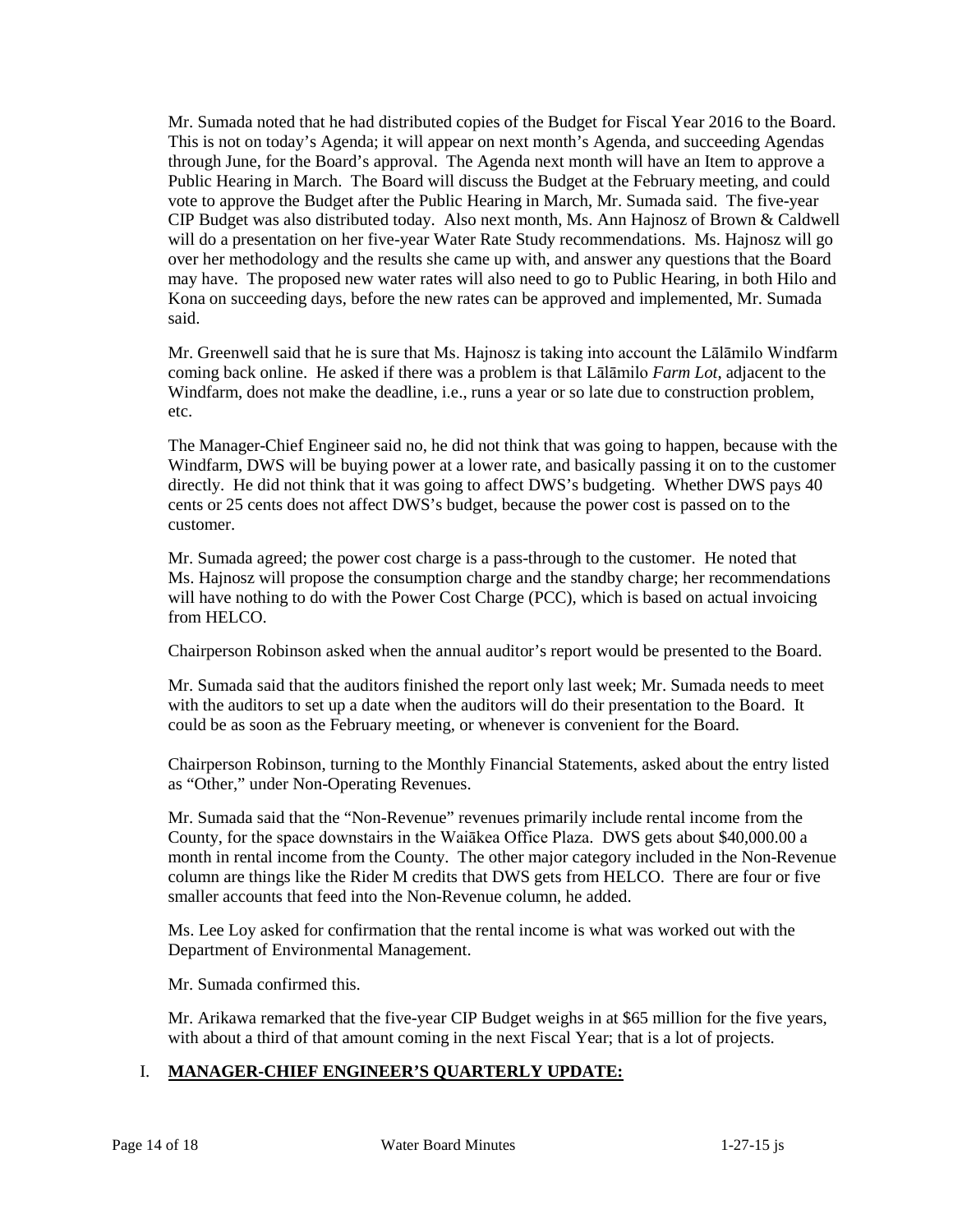Mr. Sumada noted that he had distributed copies of the Budget for Fiscal Year 2016 to the Board. This is not on today's Agenda; it will appear on next month's Agenda, and succeeding Agendas through June, for the Board's approval. The Agenda next month will have an Item to approve a Public Hearing in March. The Board will discuss the Budget at the February meeting, and could vote to approve the Budget after the Public Hearing in March, Mr. Sumada said. The five-year CIP Budget was also distributed today. Also next month, Ms. Ann Hajnosz of Brown & Caldwell will do a presentation on her five-year Water Rate Study recommendations. Ms. Hajnosz will go over her methodology and the results she came up with, and answer any questions that the Board may have. The proposed new water rates will also need to go to Public Hearing, in both Hilo and Kona on succeeding days, before the new rates can be approved and implemented, Mr. Sumada said.

Mr. Greenwell said that he is sure that Ms. Hajnosz is taking into account the Lālāmilo Windfarm coming back online. He asked if there was a problem is that Lālāmilo *Farm Lot*, adjacent to the Windfarm, does not make the deadline, i.e., runs a year or so late due to construction problem, etc.

The Manager-Chief Engineer said no, he did not think that was going to happen, because with the Windfarm, DWS will be buying power at a lower rate, and basically passing it on to the customer directly. He did not think that it was going to affect DWS's budgeting. Whether DWS pays 40 cents or 25 cents does not affect DWS's budget, because the power cost is passed on to the customer.

Mr. Sumada agreed; the power cost charge is a pass-through to the customer. He noted that Ms. Hajnosz will propose the consumption charge and the standby charge; her recommendations will have nothing to do with the Power Cost Charge (PCC), which is based on actual invoicing from HELCO.

Chairperson Robinson asked when the annual auditor's report would be presented to the Board.

Mr. Sumada said that the auditors finished the report only last week; Mr. Sumada needs to meet with the auditors to set up a date when the auditors will do their presentation to the Board. It could be as soon as the February meeting, or whenever is convenient for the Board.

Chairperson Robinson, turning to the Monthly Financial Statements, asked about the entry listed as "Other," under Non-Operating Revenues.

Mr. Sumada said that the "Non-Revenue" revenues primarily include rental income from the County, for the space downstairs in the Waiākea Office Plaza. DWS gets about $40,000.00 a month in rental income from the County. The other major category included in the Non-Revenue column are things like the Rider M credits that DWS gets from HELCO. There are four or five smaller accounts that feed into the Non-Revenue column, he added.

Ms. Lee Loy asked for confirmation that the rental income is what was worked out with the Department of Environmental Management.

Mr. Sumada confirmed this.

Mr. Arikawa remarked that the five-year CIP Budget weighs in at $65 million for the five years, with about a third of that amount coming in the next Fiscal Year; that is a lot of projects.

## I. **MANAGER-CHIEF ENGINEER'S QUARTERLY UPDATE:**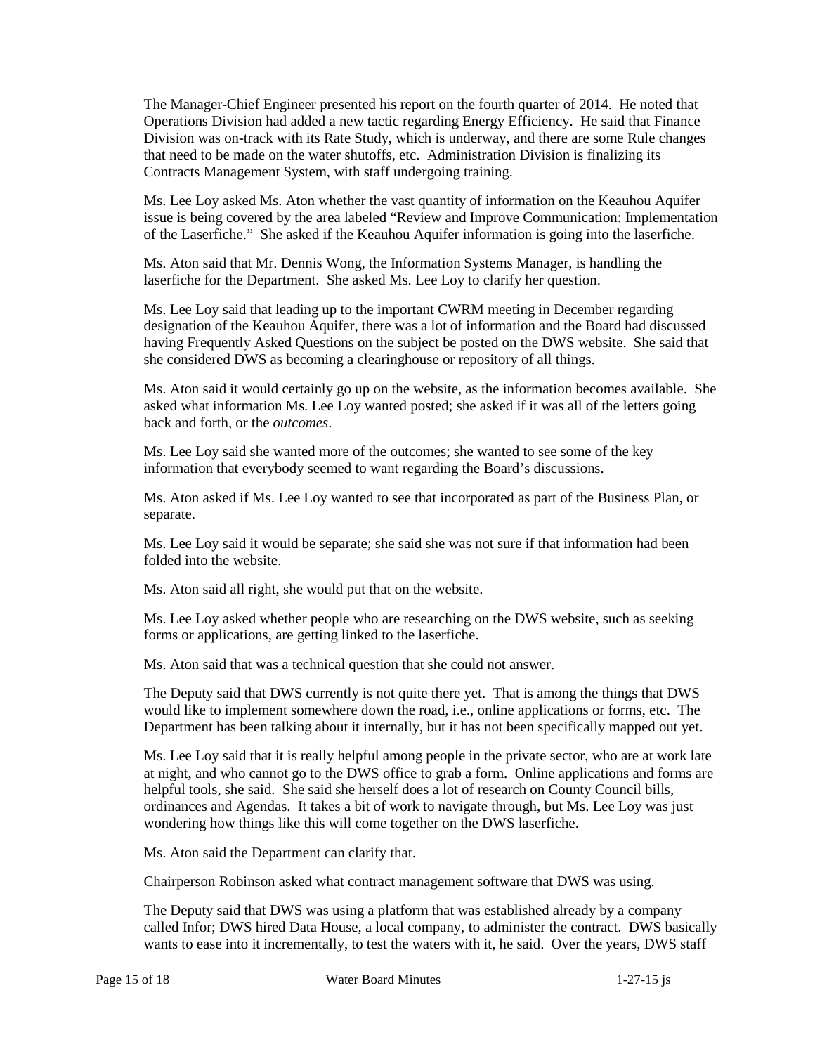The Manager-Chief Engineer presented his report on the fourth quarter of 2014. He noted that Operations Division had added a new tactic regarding Energy Efficiency. He said that Finance Division was on-track with its Rate Study, which is underway, and there are some Rule changes that need to be made on the water shutoffs, etc. Administration Division is finalizing its Contracts Management System, with staff undergoing training.

Ms. Lee Loy asked Ms. Aton whether the vast quantity of information on the Keauhou Aquifer issue is being covered by the area labeled "Review and Improve Communication: Implementation of the Laserfiche." She asked if the Keauhou Aquifer information is going into the laserfiche.

Ms. Aton said that Mr. Dennis Wong, the Information Systems Manager, is handling the laserfiche for the Department. She asked Ms. Lee Loy to clarify her question.

Ms. Lee Loy said that leading up to the important CWRM meeting in December regarding designation of the Keauhou Aquifer, there was a lot of information and the Board had discussed having Frequently Asked Questions on the subject be posted on the DWS website. She said that she considered DWS as becoming a clearinghouse or repository of all things.

Ms. Aton said it would certainly go up on the website, as the information becomes available. She asked what information Ms. Lee Loy wanted posted; she asked if it was all of the letters going back and forth, or the *outcomes*.

Ms. Lee Loy said she wanted more of the outcomes; she wanted to see some of the key information that everybody seemed to want regarding the Board's discussions.

Ms. Aton asked if Ms. Lee Loy wanted to see that incorporated as part of the Business Plan, or separate.

Ms. Lee Loy said it would be separate; she said she was not sure if that information had been folded into the website.

Ms. Aton said all right, she would put that on the website.

Ms. Lee Loy asked whether people who are researching on the DWS website, such as seeking forms or applications, are getting linked to the laserfiche.

Ms. Aton said that was a technical question that she could not answer.

The Deputy said that DWS currently is not quite there yet. That is among the things that DWS would like to implement somewhere down the road, i.e., online applications or forms, etc. The Department has been talking about it internally, but it has not been specifically mapped out yet.

Ms. Lee Loy said that it is really helpful among people in the private sector, who are at work late at night, and who cannot go to the DWS office to grab a form. Online applications and forms are helpful tools, she said. She said she herself does a lot of research on County Council bills, ordinances and Agendas. It takes a bit of work to navigate through, but Ms. Lee Loy was just wondering how things like this will come together on the DWS laserfiche.

Ms. Aton said the Department can clarify that.

Chairperson Robinson asked what contract management software that DWS was using.

The Deputy said that DWS was using a platform that was established already by a company called Infor; DWS hired Data House, a local company, to administer the contract. DWS basically wants to ease into it incrementally, to test the waters with it, he said. Over the years, DWS staff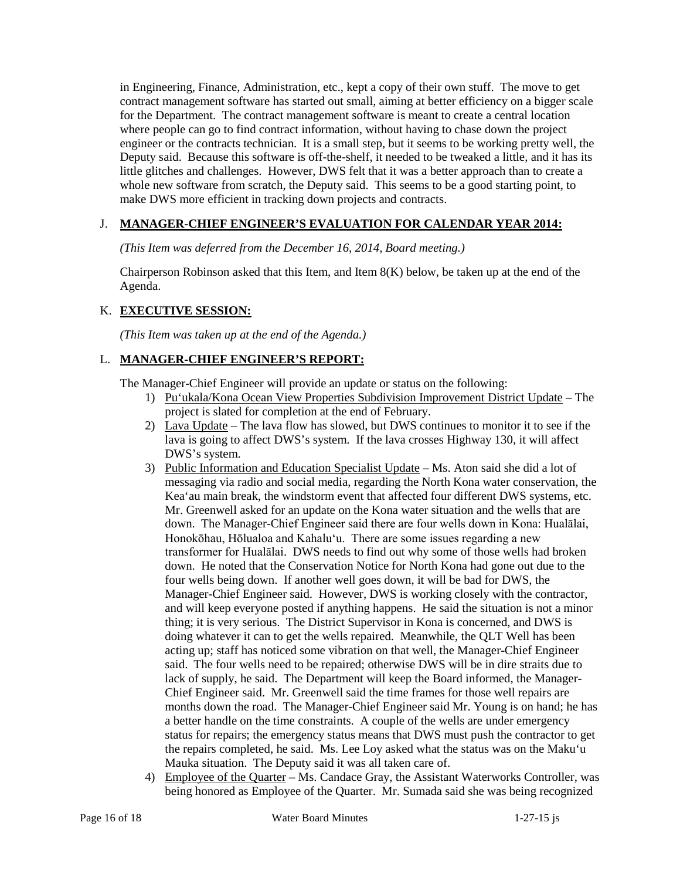in Engineering, Finance, Administration, etc., kept a copy of their own stuff. The move to get contract management software has started out small, aiming at better efficiency on a bigger scale for the Department. The contract management software is meant to create a central location where people can go to find contract information, without having to chase down the project engineer or the contracts technician. It is a small step, but it seems to be working pretty well, the Deputy said. Because this software is off-the-shelf, it needed to be tweaked a little, and it has its little glitches and challenges. However, DWS felt that it was a better approach than to create a whole new software from scratch, the Deputy said. This seems to be a good starting point, to make DWS more efficient in tracking down projects and contracts.

J. **MANAGER-CHIEF ENGINEER'S EVALUATION FOR CALENDAR YEAR 2014:**

*(This Item was deferred from the December 16, 2014, Board meeting.)*

Chairperson Robinson asked that this Item, and Item 8(K) below, be taken up at the end of the Agenda.

K. **EXECUTIVE SESSION:**

*(This Item was taken up at the end of the Agenda.)*

L. **MANAGER-CHIEF ENGINEER'S REPORT:**

The Manager-Chief Engineer will provide an update or status on the following:

1) Pu'ukala/Kona Ocean View Properties Subdivision Improvement District Update – The project is slated for completion at the end of February.
2) Lava Update – The lava flow has slowed, but DWS continues to monitor it to see if the lava is going to affect DWS's system. If the lava crosses Highway 130, it will affect DWS's system.
3) Public Information and Education Specialist Update – Ms. Aton said she did a lot of messaging via radio and social media, regarding the North Kona water conservation, the Kea'au main break, the windstorm event that affected four different DWS systems, etc. Mr. Greenwell asked for an update on the Kona water situation and the wells that are down. The Manager-Chief Engineer said there are four wells down in Kona: Hualālai, Honokōhau, Hōlualoa and Kahalu'u. There are some issues regarding a new transformer for Hualālai. DWS needs to find out why some of those wells had broken down. He noted that the Conservation Notice for North Kona had gone out due to the four wells being down. If another well goes down, it will be bad for DWS, the Manager-Chief Engineer said. However, DWS is working closely with the contractor, and will keep everyone posted if anything happens. He said the situation is not a minor thing; it is very serious. The District Supervisor in Kona is concerned, and DWS is doing whatever it can to get the wells repaired. Meanwhile, the QLT Well has been acting up; staff has noticed some vibration on that well, the Manager-Chief Engineer said. The four wells need to be repaired; otherwise DWS will be in dire straits due to lack of supply, he said. The Department will keep the Board informed, the Manager-Chief Engineer said. Mr. Greenwell said the time frames for those well repairs are months down the road. The Manager-Chief Engineer said Mr. Young is on hand; he has a better handle on the time constraints. A couple of the wells are under emergency status for repairs; the emergency status means that DWS must push the contractor to get the repairs completed, he said. Ms. Lee Loy asked what the status was on the Maku'u Mauka situation. The Deputy said it was all taken care of.
4) Employee of the Quarter – Ms. Candace Gray, the Assistant Waterworks Controller, was being honored as Employee of the Quarter. Mr. Sumada said she was being recognized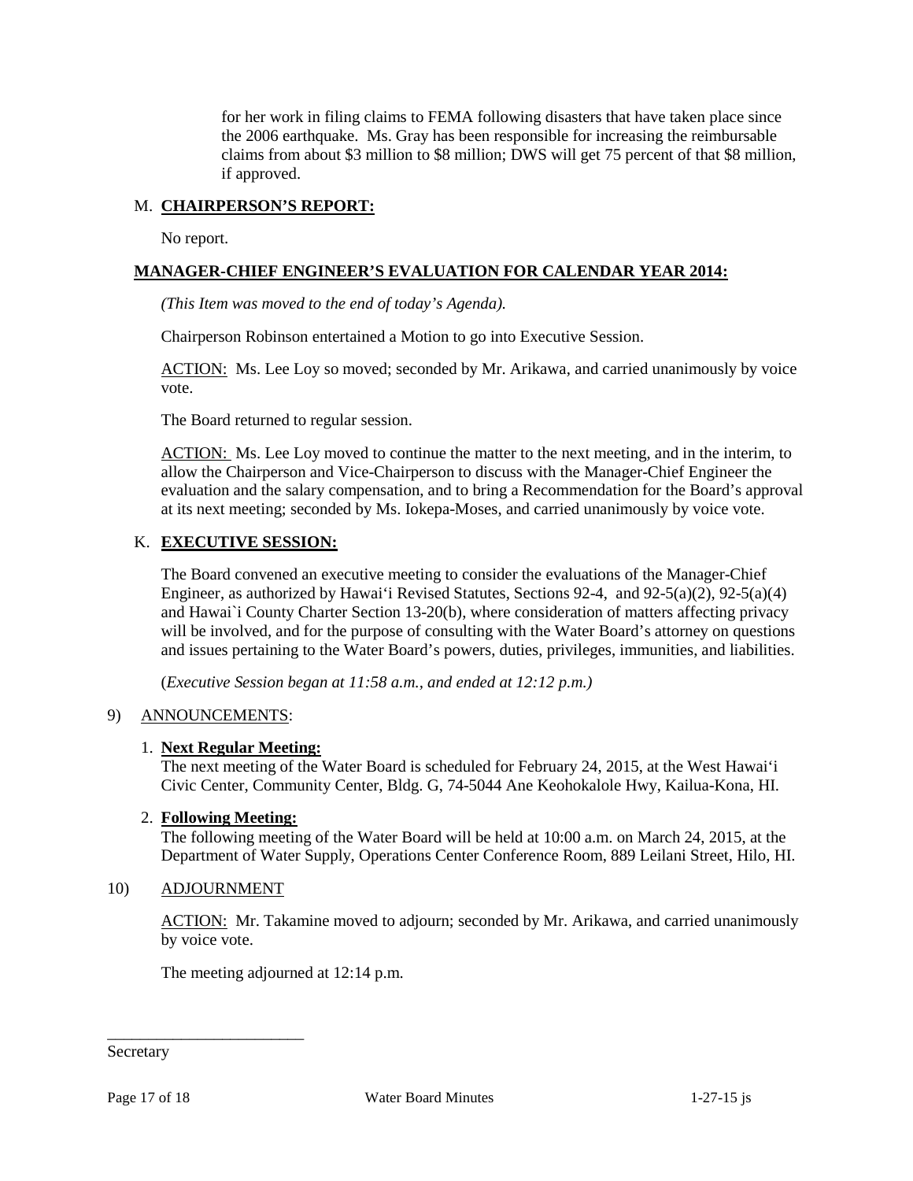for her work in filing claims to FEMA following disasters that have taken place since the 2006 earthquake. Ms. Gray has been responsible for increasing the reimbursable claims from about $3 million to $8 million; DWS will get 75 percent of that $8 million, if approved.

M. **CHAIRPERSON'S REPORT:**

No report.

**MANAGER-CHIEF ENGINEER'S EVALUATION FOR CALENDAR YEAR 2014:**

*(This Item was moved to the end of today's Agenda).*

Chairperson Robinson entertained a Motion to go into Executive Session.

ACTION: Ms. Lee Loy so moved; seconded by Mr. Arikawa, and carried unanimously by voice vote.

The Board returned to regular session.

ACTION: Ms. Lee Loy moved to continue the matter to the next meeting, and in the interim, to allow the Chairperson and Vice-Chairperson to discuss with the Manager-Chief Engineer the evaluation and the salary compensation, and to bring a Recommendation for the Board's approval at its next meeting; seconded by Ms. Iokepa-Moses, and carried unanimously by voice vote.

K. **EXECUTIVE SESSION:**

The Board convened an executive meeting to consider the evaluations of the Manager-Chief Engineer, as authorized by Hawai'i Revised Statutes, Sections 92-4, and 92-5(a)(2), 92-5(a)(4) and Hawai`i County Charter Section 13-20(b), where consideration of matters affecting privacy will be involved, and for the purpose of consulting with the Water Board's attorney on questions and issues pertaining to the Water Board's powers, duties, privileges, immunities, and liabilities.

(*Executive Session began at 11:58 a.m., and ended at 12:12 p.m.)*

9) ANNOUNCEMENTS:

1. **Next Regular Meeting:**
The next meeting of the Water Board is scheduled for February 24, 2015, at the West Hawai'i Civic Center, Community Center, Bldg. G, 74-5044 Ane Keohokalole Hwy, Kailua-Kona, HI.

2. **Following Meeting:**
The following meeting of the Water Board will be held at 10:00 a.m. on March 24, 2015, at the Department of Water Supply, Operations Center Conference Room, 889 Leilani Street, Hilo, HI.

10) ADJOURNMENT

ACTION: Mr. Takamine moved to adjourn; seconded by Mr. Arikawa, and carried unanimously by voice vote.

The meeting adjourned at 12:14 p.m.

\_\_\_\_\_\_\_\_\_\_\_\_\_\_\_\_\_\_\_\_\_\_\_\_\_
Secretary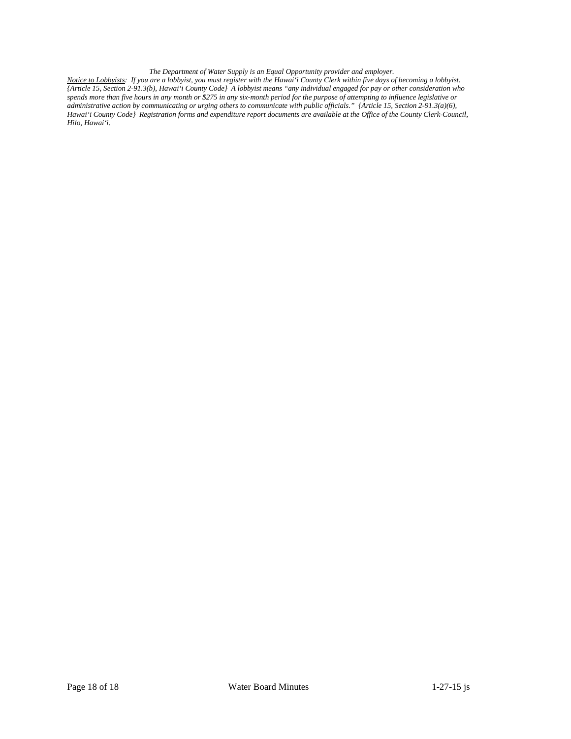*The Department of Water Supply is an Equal Opportunity provider and employer.*

*Notice to Lobbyists: If you are a lobbyist, you must register with the Hawai'i County Clerk within five days of becoming a lobbyist. {Article 15, Section 2-91.3(b), Hawai'i County Code} A lobbyist means "any individual engaged for pay or other consideration who spends more than five hours in any month or $275 in any six-month period for the purpose of attempting to influence legislative or administrative action by communicating or urging others to communicate with public officials." {Article 15, Section 2-91.3(a)(6), Hawai'i County Code} Registration forms and expenditure report documents are available at the Office of the County Clerk-Council, Hilo, Hawai'i.*